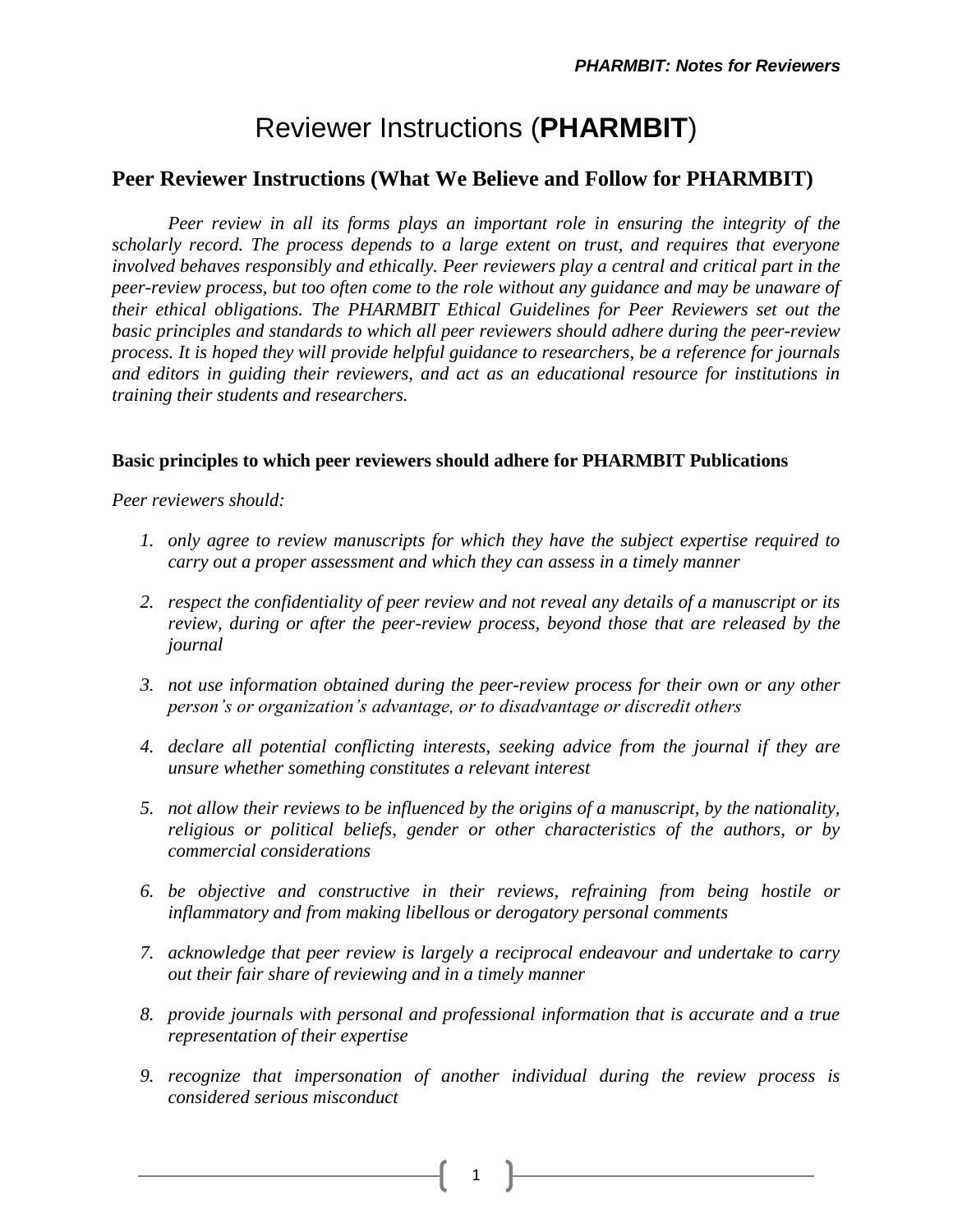# Reviewer Instructions (**PHARMBIT**)

## Peer Reviewer Instructions (What We Believe and Follow for PHARMBIT)

*Peer review in all its forms plays an important role in ensuring the integrity of the scholarly record. The process depends to a large extent on trust, and requires that everyone involved behaves responsibly and ethically. Peer reviewers play a central and critical part in the peer-review process, but too often come to the role without any guidance and may be unaware of their ethical obligations. The PHARMBIT Ethical Guidelines for Peer Reviewers set out the basic principles and standards to which all peer reviewers should adhere during the peer-review process. It is hoped they will provide helpful guidance to researchers, be a reference for journals and editors in guiding their reviewers, and act as an educational resource for institutions in training their students and researchers.*

**Basic principles to which peer reviewers should adhere for PHARMBIT Publications**

*Peer reviewers should:*

1. *only agree to review manuscripts for which they have the subject expertise required to carry out a proper assessment and which they can assess in a timely manner*
2. *respect the confidentiality of peer review and not reveal any details of a manuscript or its review, during or after the peer-review process, beyond those that are released by the journal*
3. *not use information obtained during the peer-review process for their own or any other person's or organization's advantage, or to disadvantage or discredit others*
4. *declare all potential conflicting interests, seeking advice from the journal if they are unsure whether something constitutes a relevant interest*
5. *not allow their reviews to be influenced by the origins of a manuscript, by the nationality, religious or political beliefs, gender or other characteristics of the authors, or by commercial considerations*
6. *be objective and constructive in their reviews, refraining from being hostile or inflammatory and from making libellous or derogatory personal comments*
7. *acknowledge that peer review is largely a reciprocal endeavour and undertake to carry out their fair share of reviewing and in a timely manner*
8. *provide journals with personal and professional information that is accurate and a true representation of their expertise*
9. *recognize that impersonation of another individual during the review process is considered serious misconduct*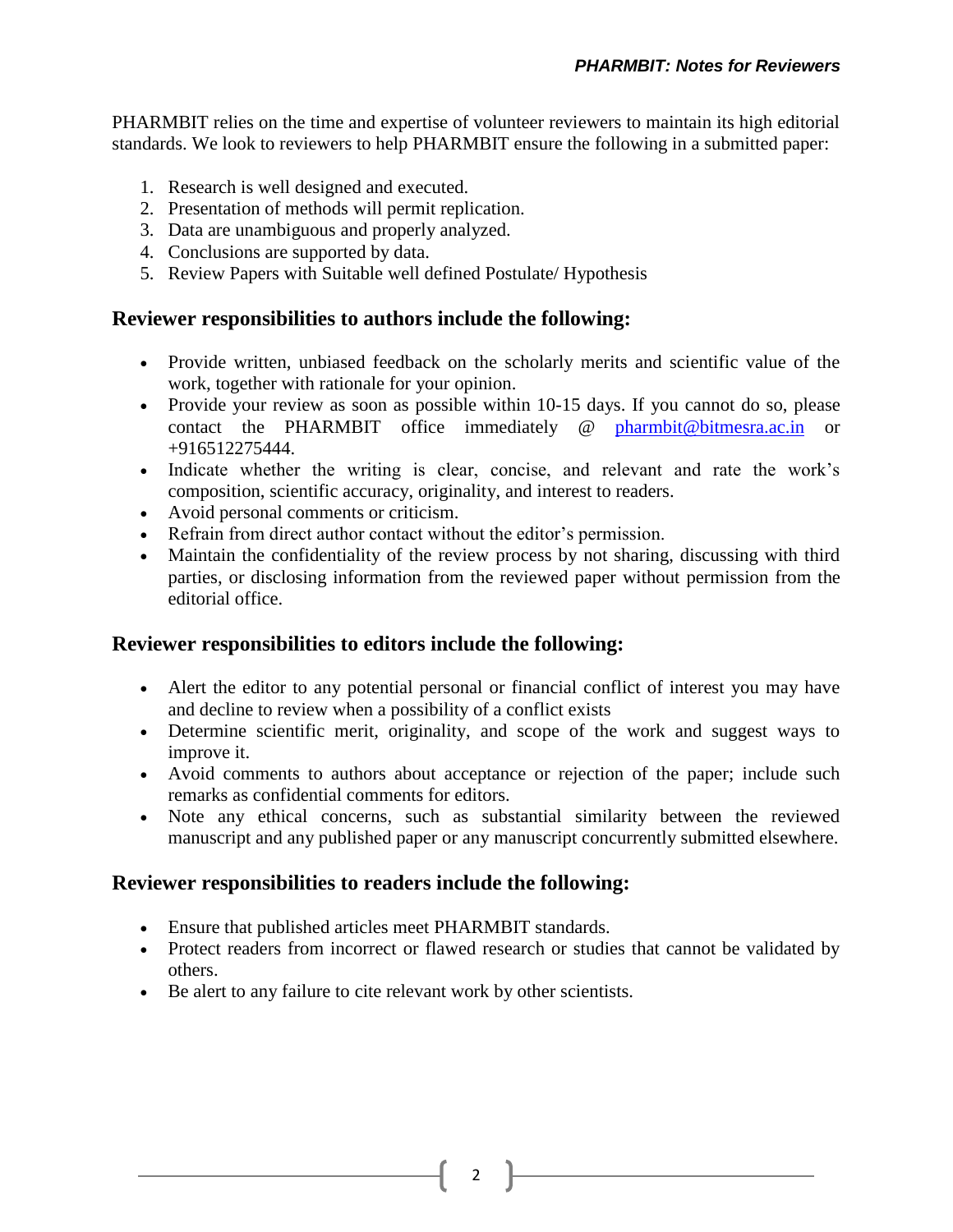PHARMBIT relies on the time and expertise of volunteer reviewers to maintain its high editorial standards. We look to reviewers to help PHARMBIT ensure the following in a submitted paper:

1. Research is well designed and executed.
2. Presentation of methods will permit replication.
3. Data are unambiguous and properly analyzed.
4. Conclusions are supported by data.
5. Review Papers with Suitable well defined Postulate/ Hypothesis

## Reviewer responsibilities to authors include the following:

- Provide written, unbiased feedback on the scholarly merits and scientific value of the work, together with rationale for your opinion.
- Provide your review as soon as possible within 10-15 days. If you cannot do so, please contact the PHARMBIT office immediately @ pharmbit@bitmesra.ac.in or +916512275444.
- Indicate whether the writing is clear, concise, and relevant and rate the work's composition, scientific accuracy, originality, and interest to readers.
- Avoid personal comments or criticism.
- Refrain from direct author contact without the editor's permission.
- Maintain the confidentiality of the review process by not sharing, discussing with third parties, or disclosing information from the reviewed paper without permission from the editorial office.

## Reviewer responsibilities to editors include the following:

- Alert the editor to any potential personal or financial conflict of interest you may have and decline to review when a possibility of a conflict exists
- Determine scientific merit, originality, and scope of the work and suggest ways to improve it.
- Avoid comments to authors about acceptance or rejection of the paper; include such remarks as confidential comments for editors.
- Note any ethical concerns, such as substantial similarity between the reviewed manuscript and any published paper or any manuscript concurrently submitted elsewhere.

## Reviewer responsibilities to readers include the following:

- Ensure that published articles meet PHARMBIT standards.
- Protect readers from incorrect or flawed research or studies that cannot be validated by others.
- Be alert to any failure to cite relevant work by other scientists.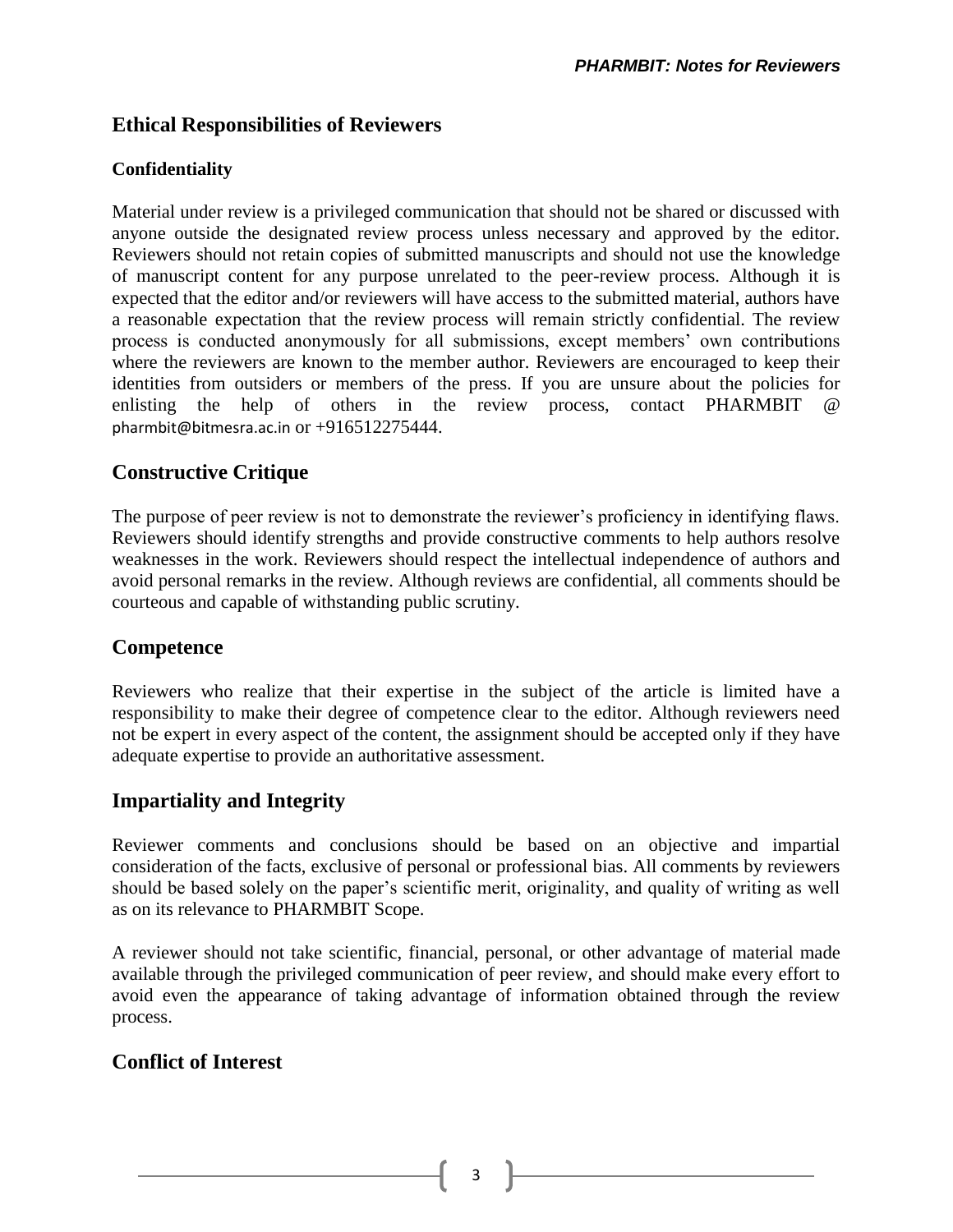## Ethical Responsibilities of Reviewers

### Confidentiality

Material under review is a privileged communication that should not be shared or discussed with anyone outside the designated review process unless necessary and approved by the editor. Reviewers should not retain copies of submitted manuscripts and should not use the knowledge of manuscript content for any purpose unrelated to the peer-review process. Although it is expected that the editor and/or reviewers will have access to the submitted material, authors have a reasonable expectation that the review process will remain strictly confidential. The review process is conducted anonymously for all submissions, except members' own contributions where the reviewers are known to the member author. Reviewers are encouraged to keep their identities from outsiders or members of the press. If you are unsure about the policies for enlisting the help of others in the review process, contact PHARMBIT @ pharmbit@bitmesra.ac.in or +916512275444.

## Constructive Critique

The purpose of peer review is not to demonstrate the reviewer's proficiency in identifying flaws. Reviewers should identify strengths and provide constructive comments to help authors resolve weaknesses in the work. Reviewers should respect the intellectual independence of authors and avoid personal remarks in the review. Although reviews are confidential, all comments should be courteous and capable of withstanding public scrutiny.

## Competence

Reviewers who realize that their expertise in the subject of the article is limited have a responsibility to make their degree of competence clear to the editor. Although reviewers need not be expert in every aspect of the content, the assignment should be accepted only if they have adequate expertise to provide an authoritative assessment.

## Impartiality and Integrity

Reviewer comments and conclusions should be based on an objective and impartial consideration of the facts, exclusive of personal or professional bias. All comments by reviewers should be based solely on the paper's scientific merit, originality, and quality of writing as well as on its relevance to PHARMBIT Scope.

A reviewer should not take scientific, financial, personal, or other advantage of material made available through the privileged communication of peer review, and should make every effort to avoid even the appearance of taking advantage of information obtained through the review process.

## Conflict of Interest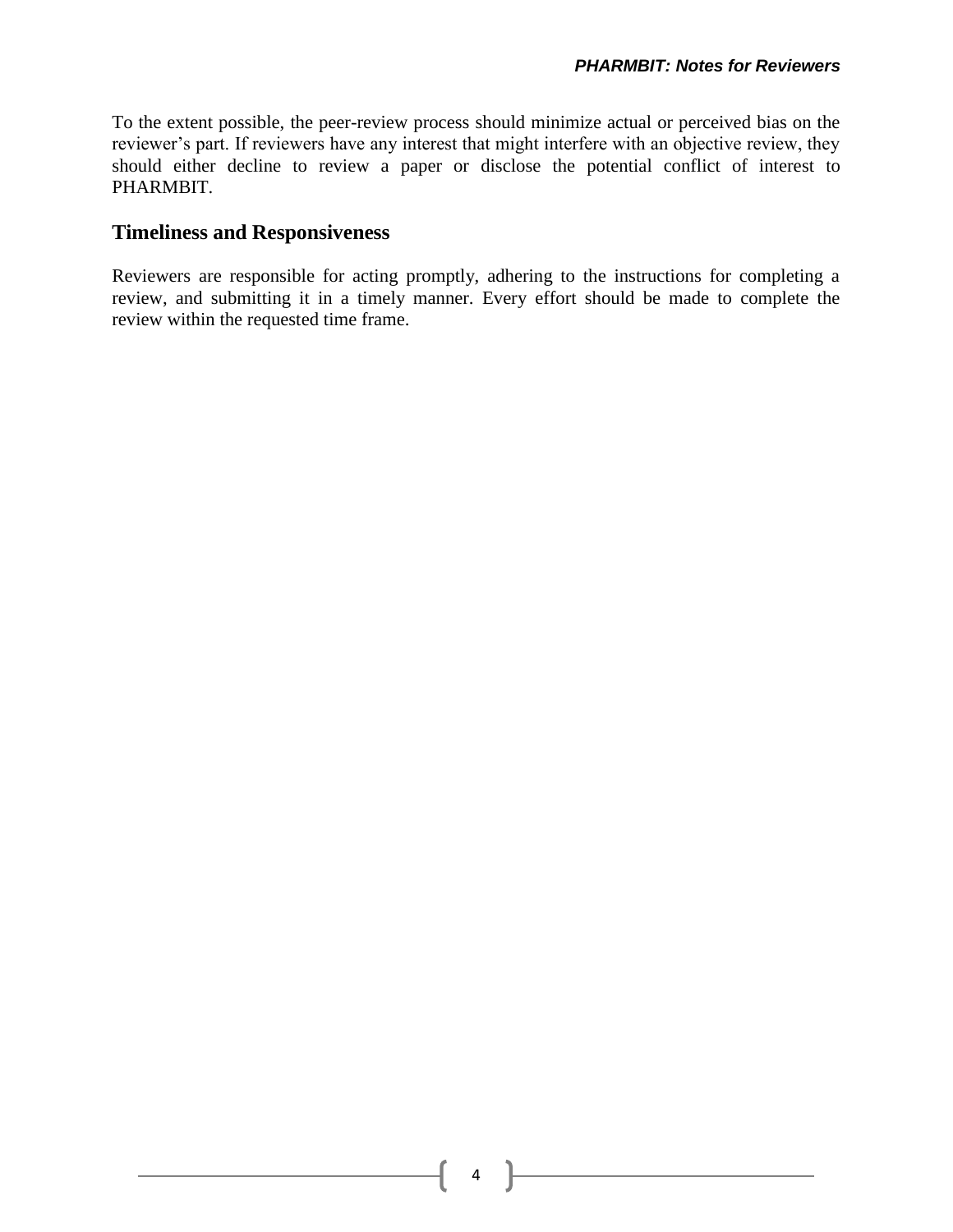To the extent possible, the peer-review process should minimize actual or perceived bias on the reviewer's part. If reviewers have any interest that might interfere with an objective review, they should either decline to review a paper or disclose the potential conflict of interest to PHARMBIT.

## Timeliness and Responsiveness

Reviewers are responsible for acting promptly, adhering to the instructions for completing a review, and submitting it in a timely manner. Every effort should be made to complete the review within the requested time frame.